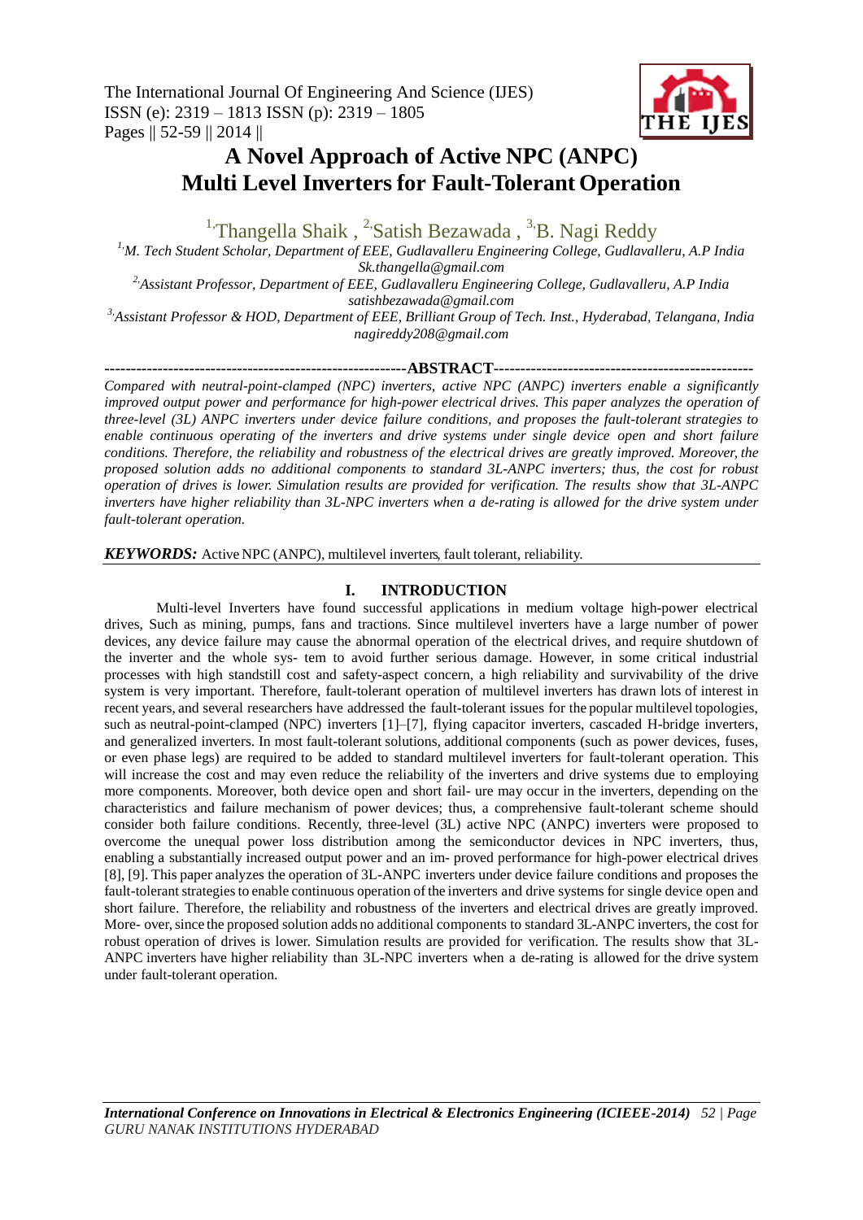# A Novel Approach of Active NPC (ANPC) Multi Level Inverters for Fault-Tolerant Operation

[1] Thangella Shaik , [2] Satish Bezawada , [3] B. Nagi Reddy

[1] *M. Tech Student Scholar, Department of EEE, Gudlavalleru Engineering College, Gudlavalleru, A.P India*
*Sk.thangella@gmail.com*

[2] *Assistant Professor, Department of EEE, Gudlavalleru Engineering College, Gudlavalleru, A.P India*
*satishbezawada@gmail.com*

[3] *Assistant Professor & HOD, Department of EEE, Brilliant Group of Tech. Inst., Hyderabad, Telangana, India*
*nagireddy208@gmail.com*

## ABSTRACT

*Compared with neutral-point-clamped (NPC) inverters, active NPC (ANPC) inverters enable a significantly improved output power and performance for high-power electrical drives. This paper analyzes the operation of three-level (3L) ANPC inverters under device failure conditions, and proposes the fault-tolerant strategies to enable continuous operating of the inverters and drive systems under single device open and short failure conditions. Therefore, the reliability and robustness of the electrical drives are greatly improved. Moreover, the proposed solution adds no additional components to standard 3L-ANPC inverters; thus, the cost for robust operation of drives is lower. Simulation results are provided for verification. The results show that 3L-ANPC inverters have higher reliability than 3L-NPC inverters when a de-rating is allowed for the drive system under fault-tolerant operation.*

***KEYWORDS:*** Active NPC (ANPC), multilevel inverters, fault tolerant, reliability.

## I. INTRODUCTION

Multi-level Inverters have found successful applications in medium voltage high-power electrical drives, Such as mining, pumps, fans and tractions. Since multilevel inverters have a large number of power devices, any device failure may cause the abnormal operation of the electrical drives, and require shutdown of the inverter and the whole sys- tem to avoid further serious damage. However, in some critical industrial processes with high standstill cost and safety-aspect concern, a high reliability and survivability of the drive system is very important. Therefore, fault-tolerant operation of multilevel inverters has drawn lots of interest in recent years, and several researchers have addressed the fault-tolerant issues for the popular multilevel topologies, such as neutral-point-clamped (NPC) inverters [1]–[7], flying capacitor inverters, cascaded H-bridge inverters, and generalized inverters. In most fault-tolerant solutions, additional components (such as power devices, fuses, or even phase legs) are required to be added to standard multilevel inverters for fault-tolerant operation. This will increase the cost and may even reduce the reliability of the inverters and drive systems due to employing more components. Moreover, both device open and short fail- ure may occur in the inverters, depending on the characteristics and failure mechanism of power devices; thus, a comprehensive fault-tolerant scheme should consider both failure conditions. Recently, three-level (3L) active NPC (ANPC) inverters were proposed to overcome the unequal power loss distribution among the semiconductor devices in NPC inverters, thus, enabling a substantially increased output power and an im- proved performance for high-power electrical drives [8], [9]. This paper analyzes the operation of 3L-ANPC inverters under device failure conditions and proposes the fault-tolerant strategies to enable continuous operation of the inverters and drive systems for single device open and short failure. Therefore, the reliability and robustness of the inverters and electrical drives are greatly improved. More- over, since the proposed solution adds no additional components to standard 3L-ANPC inverters, the cost for robust operation of drives is lower. Simulation results are provided for verification. The results show that 3L-ANPC inverters have higher reliability than 3L-NPC inverters when a de-rating is allowed for the drive system under fault-tolerant operation.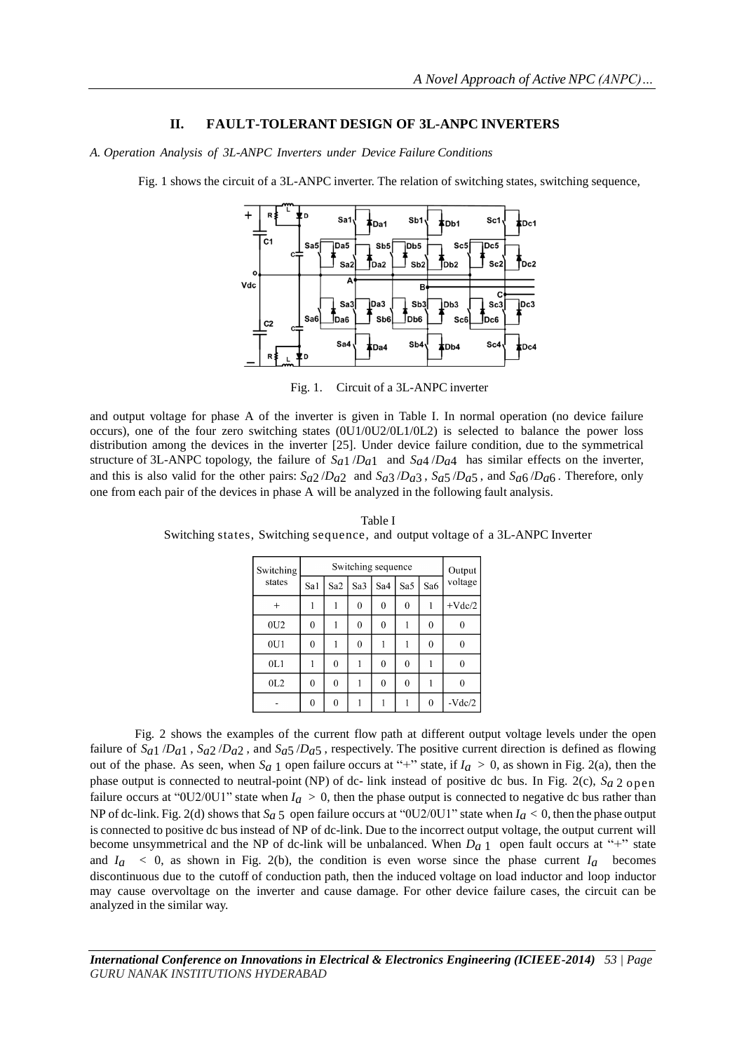## II. FAULT-TOLERANT DESIGN OF 3L-ANPC INVERTERS

*A. Operation Analysis of 3L-ANPC Inverters under Device Failure Conditions*

Fig. 1 shows the circuit of a 3L-ANPC inverter. The relation of switching states, switching sequence,

Fig. 1. Circuit of a 3L-ANPC inverter

and output voltage for phase A of the inverter is given in Table I. In normal operation (no device failure occurs), one of the four zero switching states (0U1/0U2/0L1/0L2) is selected to balance the power loss distribution among the devices in the inverter [25]. Under device failure condition, due to the symmetrical structure of 3L-ANPC topology, the failure of $S_{a1}/D_{a1}$ and $S_{a4}/D_{a4}$ has similar effects on the inverter, and this is also valid for the other pairs: $S_{a2}/D_{a2}$ and $S_{a3}/D_{a3}$, $S_{a5}/D_{a5}$, and $S_{a6}/D_{a6}$. Therefore, only one from each pair of the devices in phase A will be analyzed in the following fault analysis.

Table I
Switching states, Switching sequence, and output voltage of a 3L-ANPC Inverter

| Switching states | Switching sequence | | | | | | Output voltage |
|---|---|---|---|---|---|---|---|
| | Sa1 | Sa2 | Sa3 | Sa4 | Sa5 | Sa6 | |
| + | 1 | 1 | 0 | 0 | 0 | 1 | +Vdc/2 |
| 0U2 | 0 | 1 | 0 | 0 | 1 | 0 | 0 |
| 0U1 | 0 | 1 | 0 | 1 | 1 | 0 | 0 |
| 0L1 | 1 | 0 | 1 | 0 | 0 | 1 | 0 |
| 0L2 | 0 | 0 | 1 | 0 | 0 | 1 | 0 |
| - | 0 | 0 | 1 | 1 | 1 | 0 | -Vdc/2 |

Fig. 2 shows the examples of the current flow path at different output voltage levels under the open failure of $S_{a1}/D_{a1}$, $S_{a2}/D_{a2}$, and $S_{a5}/D_{a5}$, respectively. The positive current direction is defined as flowing out of the phase. As seen, when $S_{a1}$ open failure occurs at "+" state, if $I_a > 0$, as shown in Fig. 2(a), then the phase output is connected to neutral-point (NP) of dc- link instead of positive dc bus. In Fig. 2(c), $S_{a2}$ open failure occurs at "0U2/0U1" state when $I_a > 0$, then the phase output is connected to negative dc bus rather than NP of dc-link. Fig. 2(d) shows that $S_{a5}$ open failure occurs at "0U2/0U1" state when $I_a < 0$, then the phase output is connected to positive dc bus instead of NP of dc-link. Due to the incorrect output voltage, the output current will become unsymmetrical and the NP of dc-link will be unbalanced. When $D_{a1}$ open fault occurs at "+" state and $I_a < 0$, as shown in Fig. 2(b), the condition is even worse since the phase current $I_a$ becomes discontinuous due to the cutoff of conduction path, then the induced voltage on load inductor and loop inductor may cause overvoltage on the inverter and cause damage. For other device failure cases, the circuit can be analyzed in the similar way.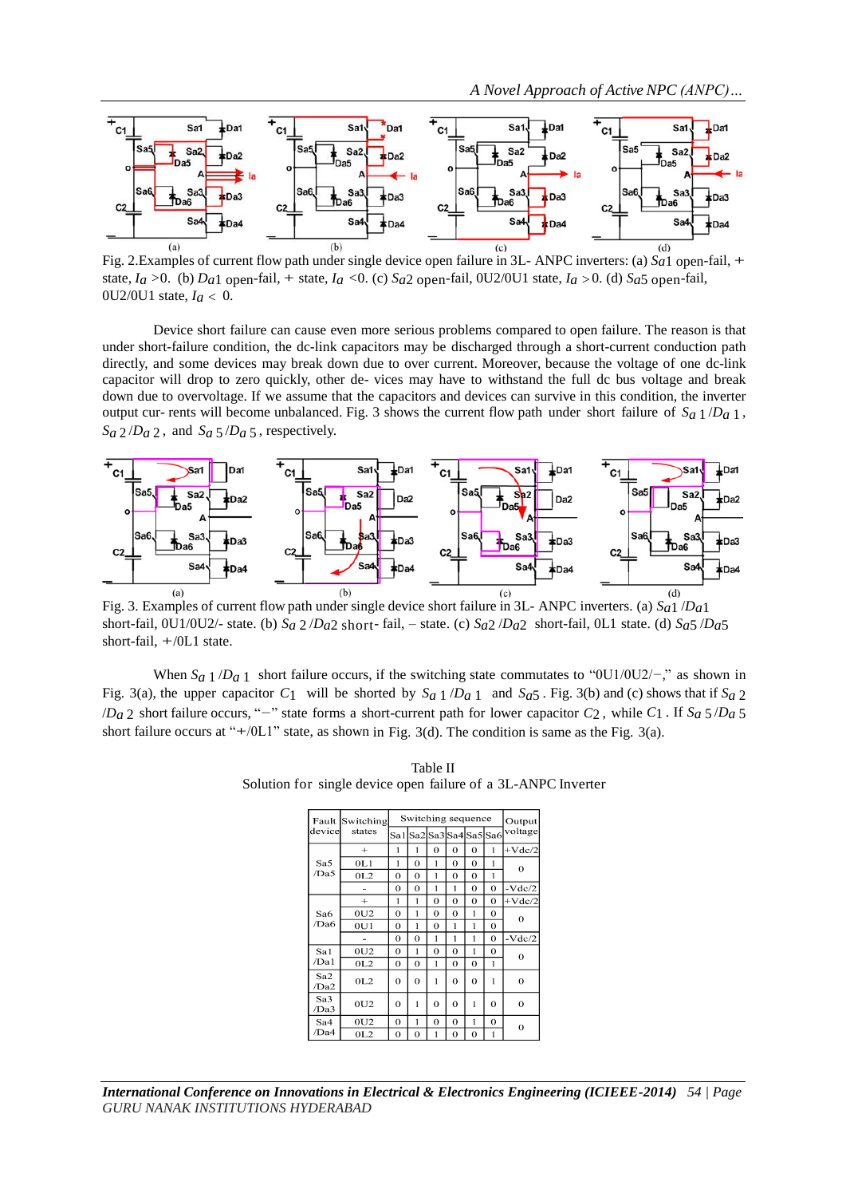Fig. 2.Examples of current flow path under single device open failure in 3L- ANPC inverters: (a) $Sa1$ open-fail, + state, $Ia$ >0. (b) $Da1$ open-fail, + state, $Ia$ <0. (c) $Sa2$ open-fail, 0U2/0U1 state, $Ia$ >0. (d) $Sa5$ open-fail, 0U2/0U1 state, $Ia$ < 0.

Device short failure can cause even more serious problems compared to open failure. The reason is that under short-failure condition, the dc-link capacitors may be discharged through a short-current conduction path directly, and some devices may break down due to over current. Moreover, because the voltage of one dc-link capacitor will drop to zero quickly, other de- vices may have to withstand the full dc bus voltage and break down due to overvoltage. If we assume that the capacitors and devices can survive in this condition, the inverter output cur- rents will become unbalanced. Fig. 3 shows the current flow path under short failure of $Sa1/Da1$, $Sa2/Da2$, and $Sa5/Da5$, respectively.

Fig. 3. Examples of current flow path under single device short failure in 3L- ANPC inverters. (a) $Sa1/Da1$ short-fail, 0U1/0U2/- state. (b) $Sa2/Da2$ short- fail, – state. (c) $Sa2/Da2$ short-fail, 0L1 state. (d) $Sa5/Da5$ short-fail, +/0L1 state.

When $Sa1/Da1$ short failure occurs, if the switching state commutates to "0U1/0U2/−," as shown in Fig. 3(a), the upper capacitor $C_1$ will be shorted by $Sa1/Da1$ and $Sa5$. Fig. 3(b) and (c) shows that if $Sa2/Da2$ short failure occurs, "−" state forms a short-current path for lower capacitor $C_2$, while $C1$. If $Sa5/Da5$ short failure occurs at "+/0L1" state, as shown in Fig. 3(d). The condition is same as the Fig. 3(a).

Table II
Solution for single device open failure of a 3L-ANPC Inverter

| Fault device | Switching states | Switching sequence | | | | | | Output voltage |
|---|---|---|---|---|---|---|---|---|
| | | Sa1 | Sa2 | Sa3 | Sa4 | Sa5 | Sa6 | |
| Sa5 /Da5 | + | 1 | 1 | 0 | 0 | 0 | 1 | +Vdc/2 |
| | 0L1 | 1 | 0 | 1 | 0 | 0 | 1 | 0 |
| | 0L2 | 0 | 0 | 1 | 0 | 0 | 1 | |
| | - | 0 | 0 | 1 | 1 | 0 | 0 | -Vdc/2 |
| Sa6 /Da6 | + | 1 | 1 | 0 | 0 | 0 | 0 | +Vdc/2 |
| | 0U2 | 0 | 1 | 0 | 0 | 1 | 0 | 0 |
| | 0U1 | 0 | 1 | 0 | 1 | 1 | 0 | |
| | - | 0 | 0 | 1 | 1 | 1 | 0 | -Vdc/2 |
| Sa1 /Da1 | 0U2 | 0 | 1 | 0 | 0 | 1 | 0 | 0 |
| | 0L2 | 0 | 0 | 1 | 0 | 0 | 1 | |
| Sa2 /Da2 | 0L2 | 0 | 0 | 1 | 0 | 0 | 1 | 0 |
| Sa3 /Da3 | 0U2 | 0 | 1 | 0 | 0 | 1 | 0 | 0 |
| Sa4 /Da4 | 0U2 | 0 | 1 | 0 | 0 | 1 | 0 | 0 |
| | 0L2 | 0 | 0 | 1 | 0 | 0 | 1 | |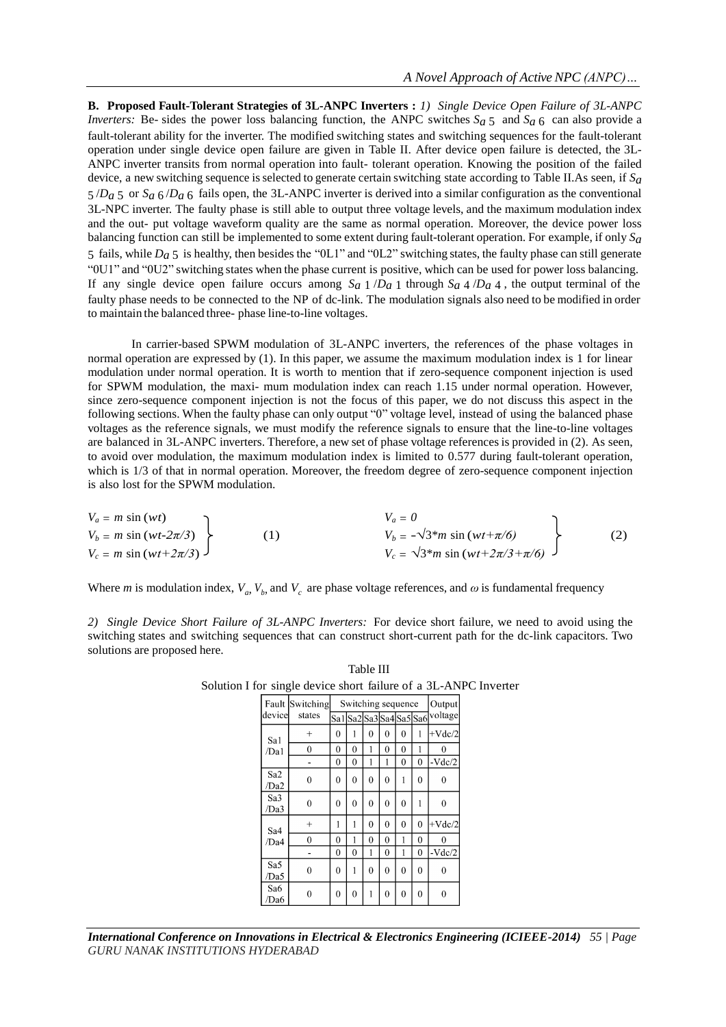**B. Proposed Fault-Tolerant Strategies of 3L-ANPC Inverters :** *1) Single Device Open Failure of 3L-ANPC Inverters:* Be- sides the power loss balancing function, the ANPC switches $S_{a5}$ and $S_{a6}$ can also provide a fault-tolerant ability for the inverter. The modified switching states and switching sequences for the fault-tolerant operation under single device open failure are given in Table II. After device open failure is detected, the 3L-ANPC inverter transits from normal operation into fault- tolerant operation. Knowing the position of the failed device, a new switching sequence is selected to generate certain switching state according to Table II.As seen, if $S_{a5}/D_{a5}$ or $S_{a6}/D_{a6}$ fails open, the 3L-ANPC inverter is derived into a similar configuration as the conventional 3L-NPC inverter. The faulty phase is still able to output three voltage levels, and the maximum modulation index and the out- put voltage waveform quality are the same as normal operation. Moreover, the device power loss balancing function can still be implemented to some extent during fault-tolerant operation. For example, if only $S_{a5}$ fails, while $D_{a5}$ is healthy, then besides the "0L1" and "0L2" switching states, the faulty phase can still generate "0U1" and "0U2" switching states when the phase current is positive, which can be used for power loss balancing. If any single device open failure occurs among $S_{a1}/D_{a1}$ through $S_{a4}/D_{a4}$, the output terminal of the faulty phase needs to be connected to the NP of dc-link. The modulation signals also need to be modified in order to maintain the balanced three- phase line-to-line voltages.

In carrier-based SPWM modulation of 3L-ANPC inverters, the references of the phase voltages in normal operation are expressed by (1). In this paper, we assume the maximum modulation index is 1 for linear modulation under normal operation. It is worth to mention that if zero-sequence component injection is used for SPWM modulation, the maxi- mum modulation index can reach 1.15 under normal operation. However, since zero-sequence component injection is not the focus of this paper, we do not discuss this aspect in the following sections. When the faulty phase can only output "0" voltage level, instead of using the balanced phase voltages as the reference signals, we must modify the reference signals to ensure that the line-to-line voltages are balanced in 3L-ANPC inverters. Therefore, a new set of phase voltage references is provided in (2). As seen, to avoid over modulation, the maximum modulation index is limited to 0.577 during fault-tolerant operation, which is 1/3 of that in normal operation. Moreover, the freedom degree of zero-sequence component injection is also lost for the SPWM modulation.

$$\left.\begin{aligned} V_a &= m \sin(wt) \\ V_b &= m \sin(wt - 2\pi/3) \\ V_c &= m \sin(wt + 2\pi/3) \end{aligned}\right\} \quad (1) \qquad \left.\begin{aligned} V_a &= 0 \\ V_b &= -\sqrt{3}*m \sin(wt + \pi/6) \\ V_c &= \sqrt{3}*m \sin(wt + 2\pi/3 + \pi/6) \end{aligned}\right\} \quad (2)$$

Where $m$ is modulation index, $V_a$, $V_b$, and $V_c$ are phase voltage references, and $\omega$ is fundamental frequency

*2) Single Device Short Failure of 3L-ANPC Inverters:* For device short failure, we need to avoid using the switching states and switching sequences that can construct short-current path for the dc-link capacitors. Two solutions are proposed here.

Table III
Solution I for single device short failure of a 3L-ANPC Inverter

| Fault device | Switching states | Sa1 | Sa2 | Sa3 | Sa4 | Sa5 | Sa6 | Output voltage |
|---|---|---|---|---|---|---|---|---|
| Sa1 /Da1 | + | 0 | 1 | 0 | 0 | 0 | 1 | +Vdc/2 |
| | 0 | 0 | 0 | 1 | 0 | 0 | 1 | 0 |
| | - | 0 | 0 | 1 | 1 | 0 | 0 | -Vdc/2 |
| Sa2 /Da2 | 0 | 0 | 0 | 0 | 0 | 1 | 0 | 0 |
| Sa3 /Da3 | 0 | 0 | 0 | 0 | 0 | 0 | 1 | 0 |
| Sa4 /Da4 | + | 1 | 1 | 0 | 0 | 0 | 0 | +Vdc/2 |
| | 0 | 0 | 1 | 0 | 0 | 1 | 0 | 0 |
| | - | 0 | 0 | 1 | 0 | 1 | 0 | -Vdc/2 |
| Sa5 /Da5 | 0 | 0 | 1 | 0 | 0 | 0 | 0 | 0 |
| Sa6 /Da6 | 0 | 0 | 0 | 1 | 0 | 0 | 0 | 0 |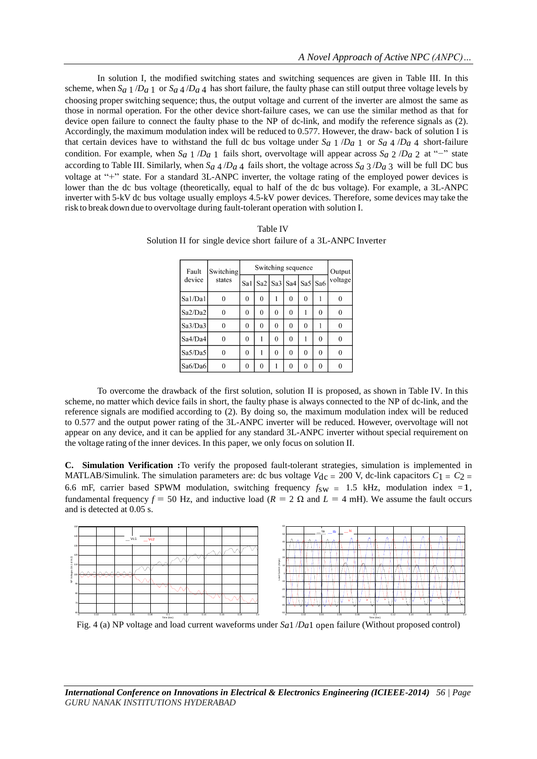In solution I, the modified switching states and switching sequences are given in Table III. In this scheme, when $S_{a1}/D_{a1}$ or $S_{a4}/D_{a4}$ has short failure, the faulty phase can still output three voltage levels by choosing proper switching sequence; thus, the output voltage and current of the inverter are almost the same as those in normal operation. For the other device short-failure cases, we can use the similar method as that for device open failure to connect the faulty phase to the NP of dc-link, and modify the reference signals as (2). Accordingly, the maximum modulation index will be reduced to 0.577. However, the draw- back of solution I is that certain devices have to withstand the full dc bus voltage under $S_{a1}/D_{a1}$ or $S_{a4}/D_{a4}$ short-failure condition. For example, when $S_{a1}/D_{a1}$ fails short, overvoltage will appear across $S_{a2}/D_{a2}$ at "−" state according to Table III. Similarly, when $S_{a4}/D_{a4}$ fails short, the voltage across $S_{a3}/D_{a3}$ will be full DC bus voltage at "+" state. For a standard 3L-ANPC inverter, the voltage rating of the employed power devices is lower than the dc bus voltage (theoretically, equal to half of the dc bus voltage). For example, a 3L-ANPC inverter with 5-kV dc bus voltage usually employs 4.5-kV power devices. Therefore, some devices may take the risk to break down due to overvoltage during fault-tolerant operation with solution I.

Table IV
Solution II for single device short failure of a 3L-ANPC Inverter

| Fault device | Switching states | Switching sequence | | | | | | Output voltage |
|---|---|---|---|---|---|---|---|---|
| | | Sa1 | Sa2 | Sa3 | Sa4 | Sa5 | Sa6 | |
| Sa1/Da1 | 0 | 0 | 0 | 1 | 0 | 0 | 1 | 0 |
| Sa2/Da2 | 0 | 0 | 0 | 0 | 0 | 1 | 0 | 0 |
| Sa3/Da3 | 0 | 0 | 0 | 0 | 0 | 0 | 1 | 0 |
| Sa4/Da4 | 0 | 0 | 1 | 0 | 0 | 1 | 0 | 0 |
| Sa5/Da5 | 0 | 0 | 1 | 0 | 0 | 0 | 0 | 0 |
| Sa6/Da6 | 0 | 0 | 0 | 1 | 0 | 0 | 0 | 0 |

To overcome the drawback of the first solution, solution II is proposed, as shown in Table IV. In this scheme, no matter which device fails in short, the faulty phase is always connected to the NP of dc-link, and the reference signals are modified according to (2). By doing so, the maximum modulation index will be reduced to 0.577 and the output power rating of the 3L-ANPC inverter will be reduced. However, overvoltage will not appear on any device, and it can be applied for any standard 3L-ANPC inverter without special requirement on the voltage rating of the inner devices. In this paper, we only focus on solution II.

**C. Simulation Verification :**To verify the proposed fault-tolerant strategies, simulation is implemented in MATLAB/Simulink. The simulation parameters are: dc bus voltage $V_{dc} = 200$ V, dc-link capacitors $C_1 = C_2 =$ 6.6 mF, carrier based SPWM modulation, switching frequency $f_{sw} = 1.5$ kHz, modulation index $= 1$, fundamental frequency $f = 50$ Hz, and inductive load ($R = 2\ \Omega$ and $L = 4$ mH). We assume the fault occurs and is detected at 0.05 s.

Fig. 4 (a) NP voltage and load current waveforms under $S_{a1}/D_{a1}$ open failure (Without proposed control)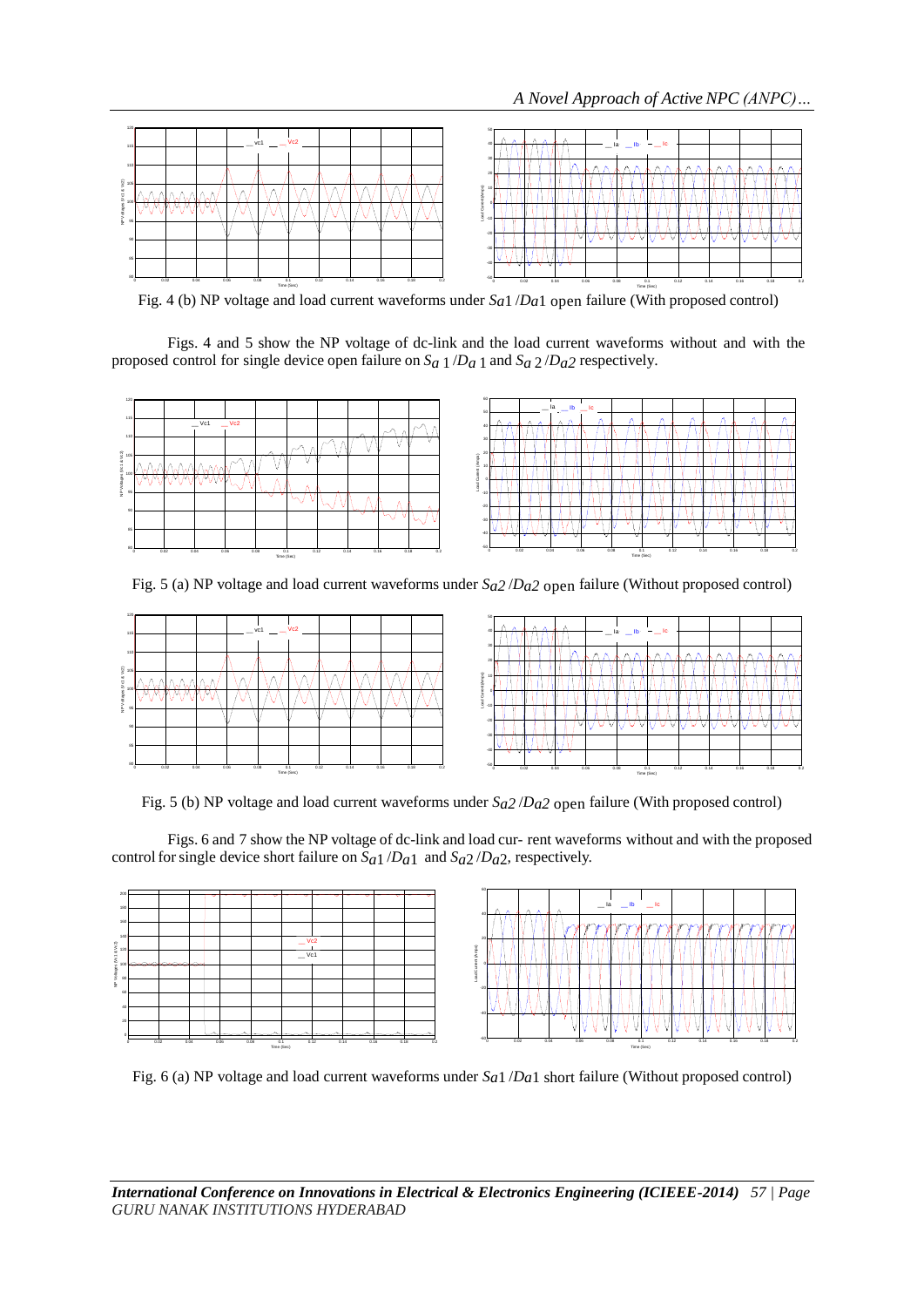Fig. 4 (b) NP voltage and load current waveforms under $Sa1$ /$Da1$ open failure (With proposed control)

Figs. 4 and 5 show the NP voltage of dc-link and the load current waveforms without and with the proposed control for single device open failure on $S_{a\,1}$ /$D_{a\,1}$ and $S_{a\,2}$ /$D_{a2}$ respectively.

Fig. 5 (a) NP voltage and load current waveforms under $Sa2$ /$Da2$ open failure (Without proposed control)

Fig. 5 (b) NP voltage and load current waveforms under $Sa2$ /$Da2$ open failure (With proposed control)

Figs. 6 and 7 show the NP voltage of dc-link and load cur- rent waveforms without and with the proposed control for single device short failure on $S_{a1}$ /$D_{a1}$ and $S_{a2}$ /$D_{a2}$, respectively.

Fig. 6 (a) NP voltage and load current waveforms under $Sa1$ /$Da1$ short failure (Without proposed control)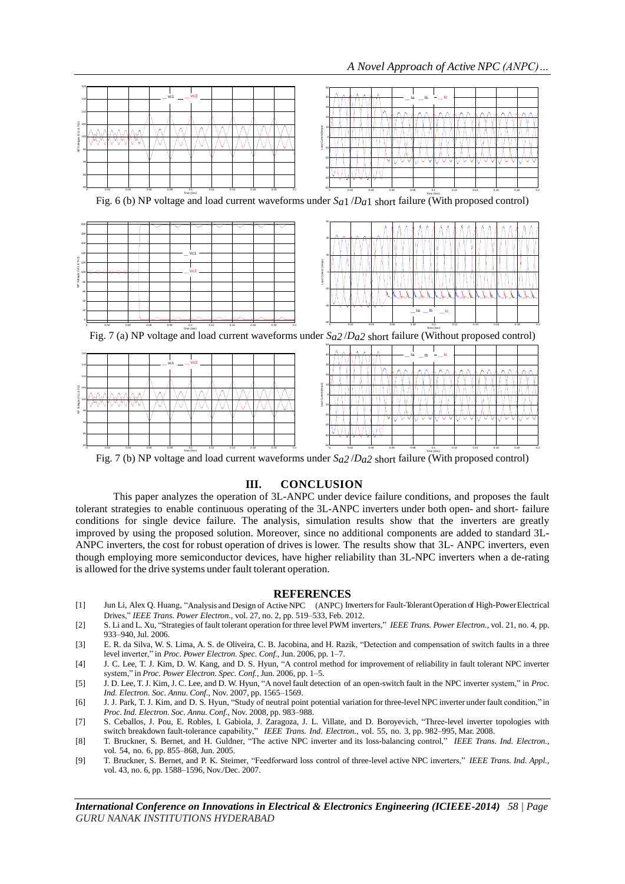Fig. 6 (b) NP voltage and load current waveforms under $Sa1$ /$Da1$ short failure (With proposed control)

Fig. 7 (a) NP voltage and load current waveforms under $Sa2$ /$Da2$ short failure (Without proposed control)

Fig. 7 (b) NP voltage and load current waveforms under $Sa2$ /$Da2$ short failure (With proposed control)

## III. CONCLUSION

This paper analyzes the operation of 3L-ANPC under device failure conditions, and proposes the fault tolerant strategies to enable continuous operating of the 3L-ANPC inverters under both open- and short- failure conditions for single device failure. The analysis, simulation results show that the inverters are greatly improved by using the proposed solution. Moreover, since no additional components are added to standard 3L-ANPC inverters, the cost for robust operation of drives is lower. The results show that 3L- ANPC inverters, even though employing more semiconductor devices, have higher reliability than 3L-NPC inverters when a de-rating is allowed for the drive systems under fault tolerant operation.

## REFERENCES

[1] Jun Li, Alex Q. Huang, "Analysis and Design of Active NPC (ANPC) Inverters for Fault-Tolerant Operation of High-Power Electrical Drives," *IEEE Trans. Power Electron.*, vol. 27, no. 2, pp. 519–533, Feb. 2012.

[2] S. Li and L. Xu, "Strategies of fault tolerant operation for three level PWM inverters," *IEEE Trans. Power Electron.*, vol. 21, no. 4, pp. 933–940, Jul. 2006.

[3] E. R. da Silva, W. S. Lima, A. S. de Oliveira, C. B. Jacobina, and H. Razik, "Detection and compensation of switch faults in a three level inverter," in *Proc. Power Electron. Spec. Conf.*, Jun. 2006, pp. 1–7.

[4] J. C. Lee, T. J. Kim, D. W. Kang, and D. S. Hyun, "A control method for improvement of reliability in fault tolerant NPC inverter system," in *Proc. Power Electron. Spec. Conf.*, Jun. 2006, pp. 1–5.

[5] J. D. Lee, T. J. Kim, J. C. Lee, and D. W. Hyun, "A novel fault detection of an open-switch fault in the NPC inverter system," in *Proc. Ind. Electron. Soc. Annu. Conf.*, Nov. 2007, pp. 1565–1569.

[6] J. J. Park, T. J. Kim, and D. S. Hyun, "Study of neutral point potential variation for three-level NPC inverter under fault condition," in *Proc. Ind. Electron. Soc. Annu. Conf.*, Nov. 2008, pp. 983–988.

[7] S. Ceballos, J. Pou, E. Robles, I. Gabiola, J. Zaragoza, J. L. Villate, and D. Boroyevich, "Three-level inverter topologies with switch breakdown fault-tolerance capability," *IEEE Trans. Ind. Electron.*, vol. 55, no. 3, pp. 982–995, Mar. 2008.

[8] T. Bruckner, S. Bernet, and H. Guldner, "The active NPC inverter and its loss-balancing control," *IEEE Trans. Ind. Electron.*, vol. 54, no. 6, pp. 855–868, Jun. 2005.

[9] T. Bruckner, S. Bernet, and P. K. Steimer, "Feedforward loss control of three-level active NPC inverters," *IEEE Trans. Ind. Appl.*, vol. 43, no. 6, pp. 1588–1596, Nov./Dec. 2007.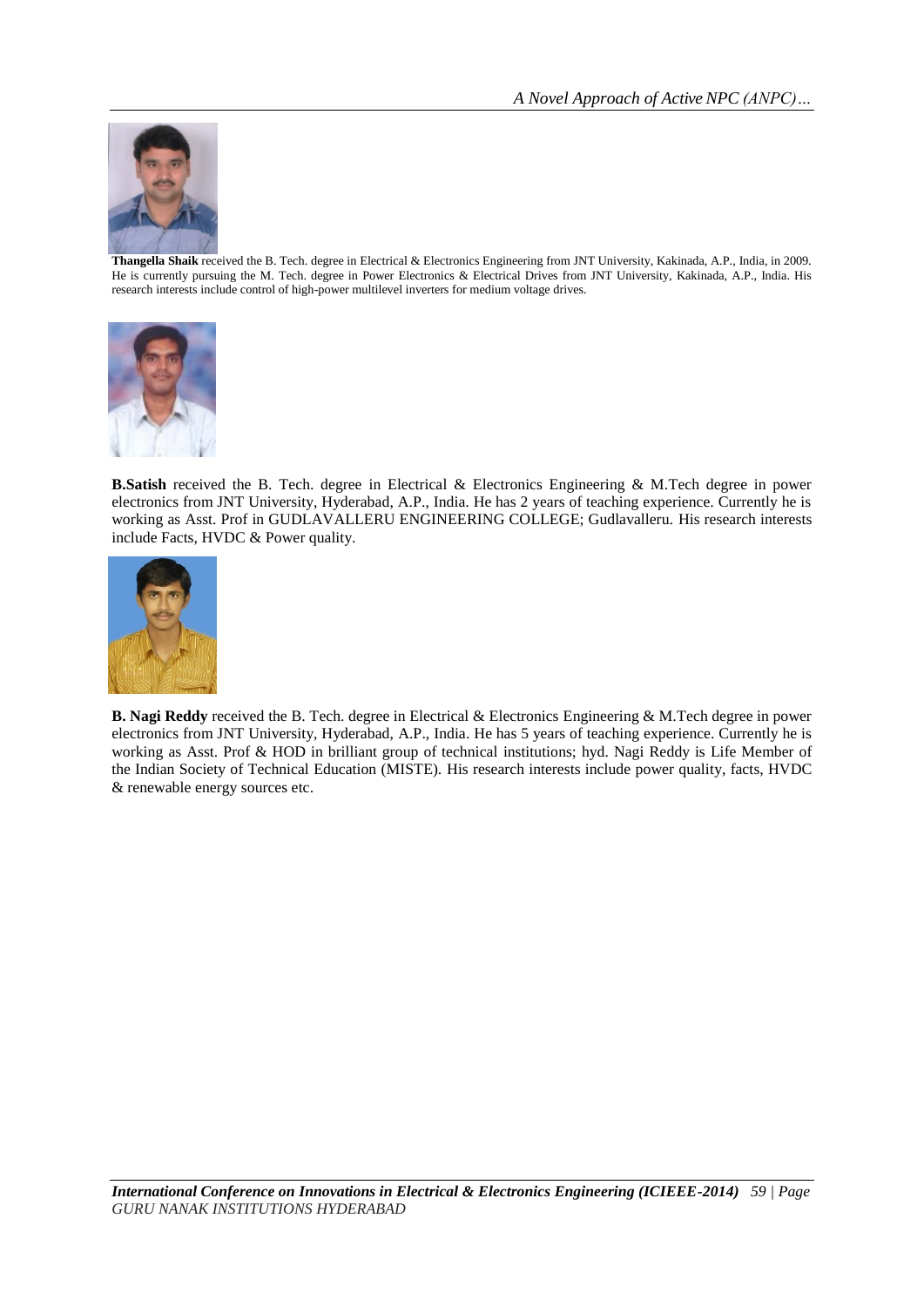**Thangella Shaik** received the B. Tech. degree in Electrical & Electronics Engineering from JNT University, Kakinada, A.P., India, in 2009. He is currently pursuing the M. Tech. degree in Power Electronics & Electrical Drives from JNT University, Kakinada, A.P., India. His research interests include control of high-power multilevel inverters for medium voltage drives.

**B.Satish** received the B. Tech. degree in Electrical & Electronics Engineering & M.Tech degree in power electronics from JNT University, Hyderabad, A.P., India. He has 2 years of teaching experience. Currently he is working as Asst. Prof in GUDLAVALLERU ENGINEERING COLLEGE; Gudlavalleru. His research interests include Facts, HVDC & Power quality.

**B. Nagi Reddy** received the B. Tech. degree in Electrical & Electronics Engineering & M.Tech degree in power electronics from JNT University, Hyderabad, A.P., India. He has 5 years of teaching experience. Currently he is working as Asst. Prof & HOD in brilliant group of technical institutions; hyd. Nagi Reddy is Life Member of the Indian Society of Technical Education (MISTE). His research interests include power quality, facts, HVDC & renewable energy sources etc.